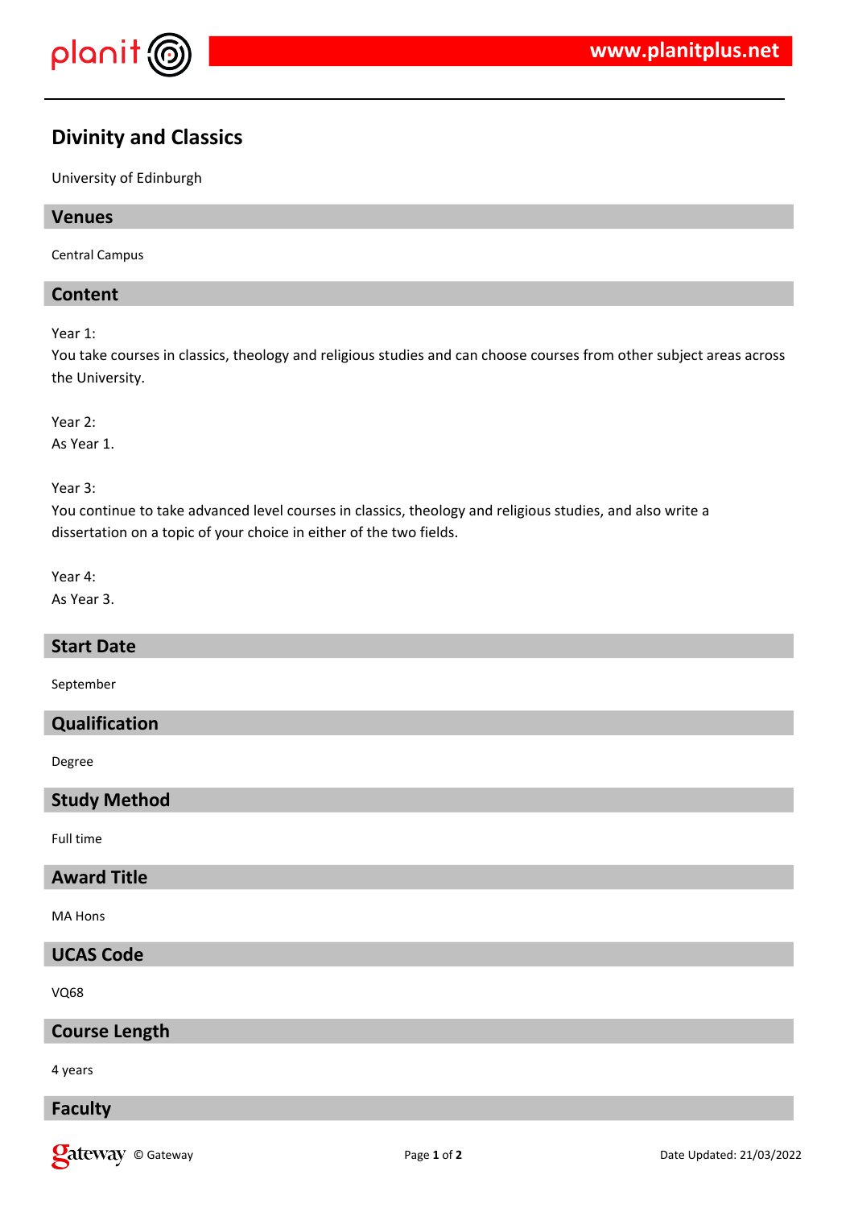# Divinity and Classics

University of Edinburgh

## Venues

Central Campus

## Content

Year 1:
You take courses in classics, theology and religious studies and can choose courses from other subject areas across the University.

Year 2:
As Year 1.

Year 3:
You continue to take advanced level courses in classics, theology and religious studies, and also write a dissertation on a topic of your choice in either of the two fields.

Year 4:
As Year 3.

## Start Date

September

## Qualification

Degree

## Study Method

Full time

## Award Title

MA Hons

## UCAS Code

VQ68

## Course Length

4 years

## Faculty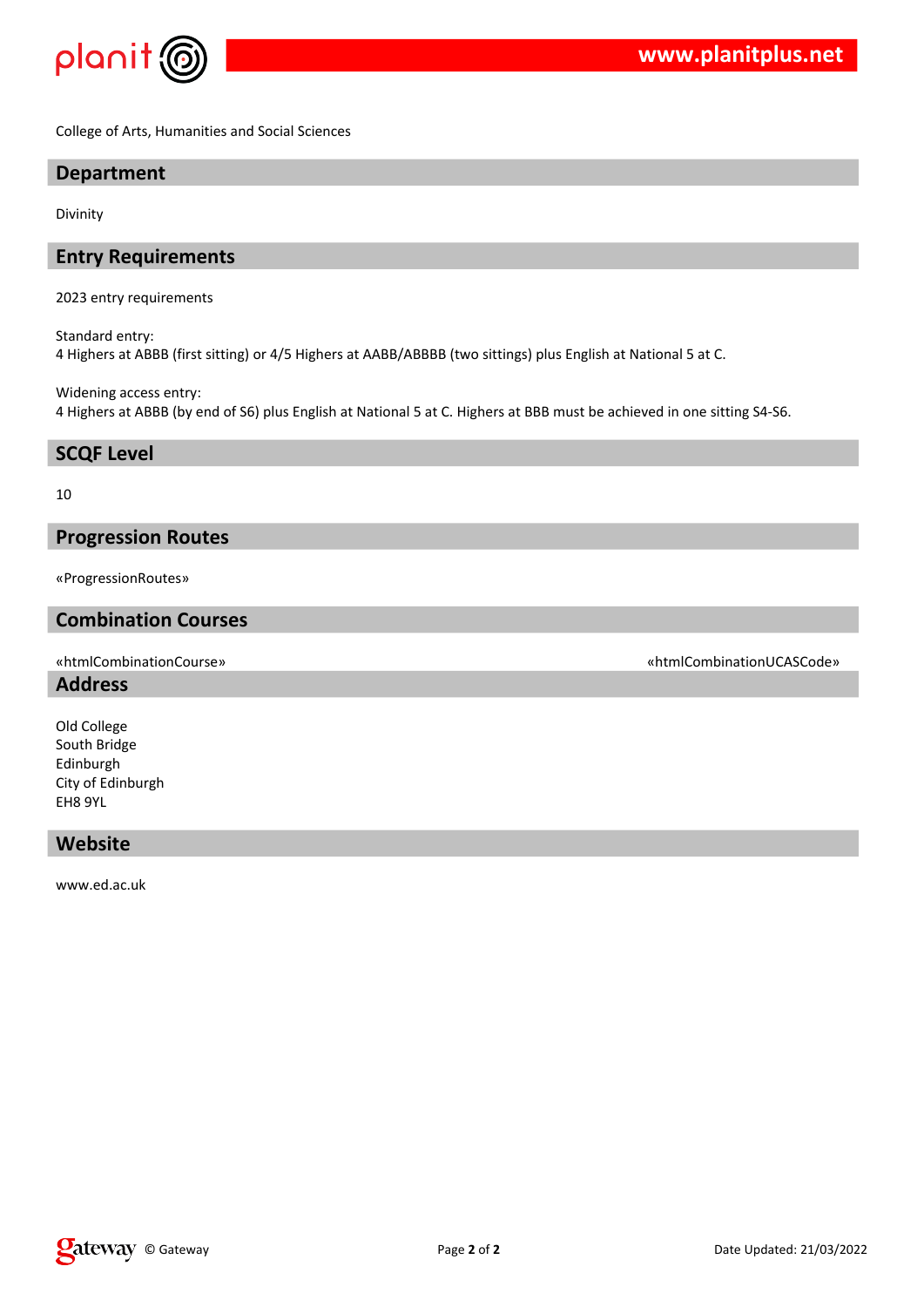College of Arts, Humanities and Social Sciences

## Department

Divinity

## Entry Requirements

2023 entry requirements

Standard entry:
4 Highers at ABBB (first sitting) or 4/5 Highers at AABB/ABBBB (two sittings) plus English at National 5 at C.

Widening access entry:
4 Highers at ABBB (by end of S6) plus English at National 5 at C. Highers at BBB must be achieved in one sitting S4-S6.

## SCQF Level

10

## Progression Routes

«ProgressionRoutes»

## Combination Courses

«htmlCombinationCourse» «htmlCombinationUCASCode»

## Address

Old College
South Bridge
Edinburgh
City of Edinburgh
EH8 9YL

## Website

www.ed.ac.uk